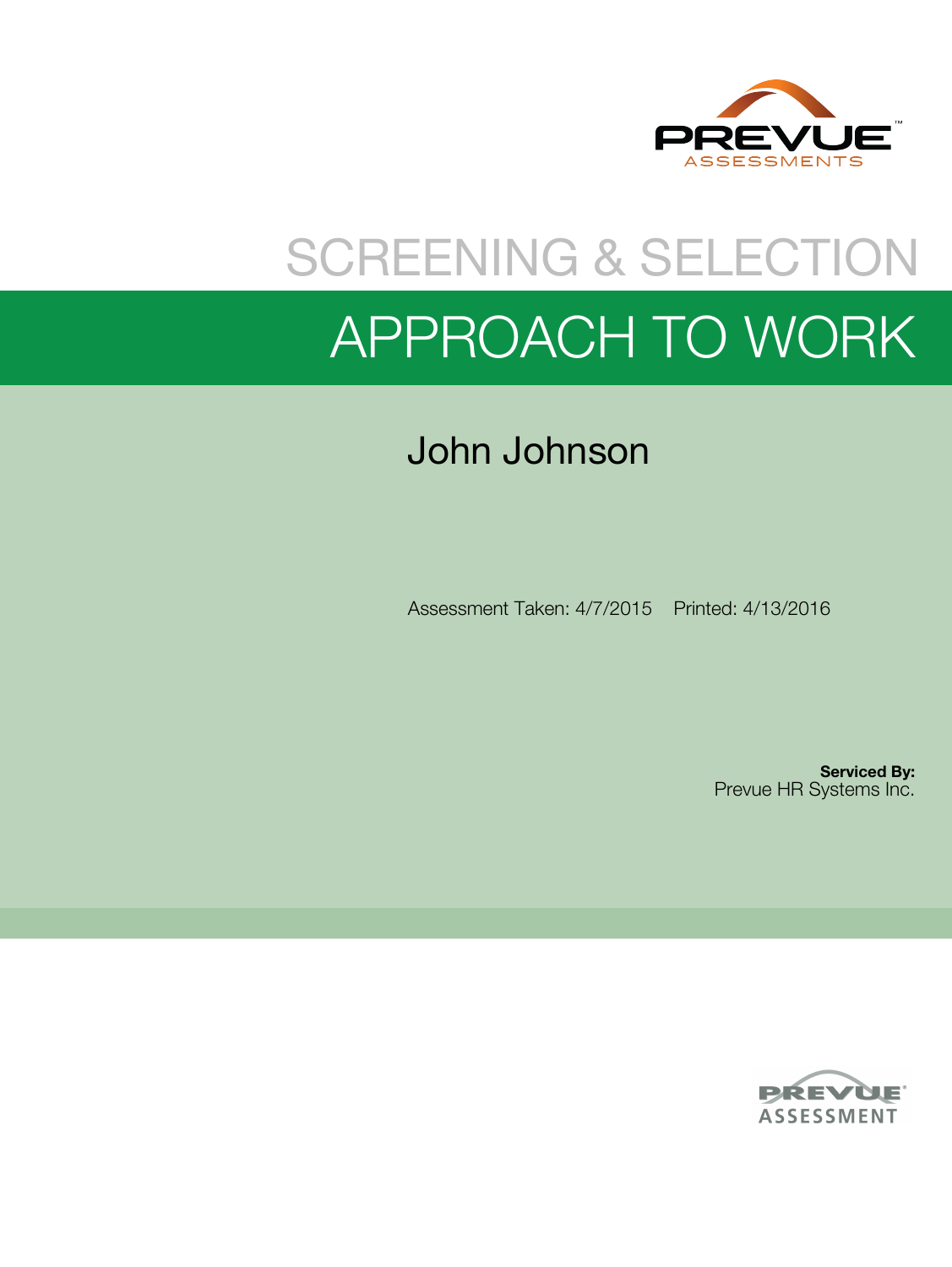PREVUE ASSESSMENTS

# SCREENING & SELECTION

# APPROACH TO WORK

## John Johnson

Assessment Taken: 4/7/2015 Printed: 4/13/2016

**Serviced By:**
Prevue HR Systems Inc.

PREVUE ASSESSMENT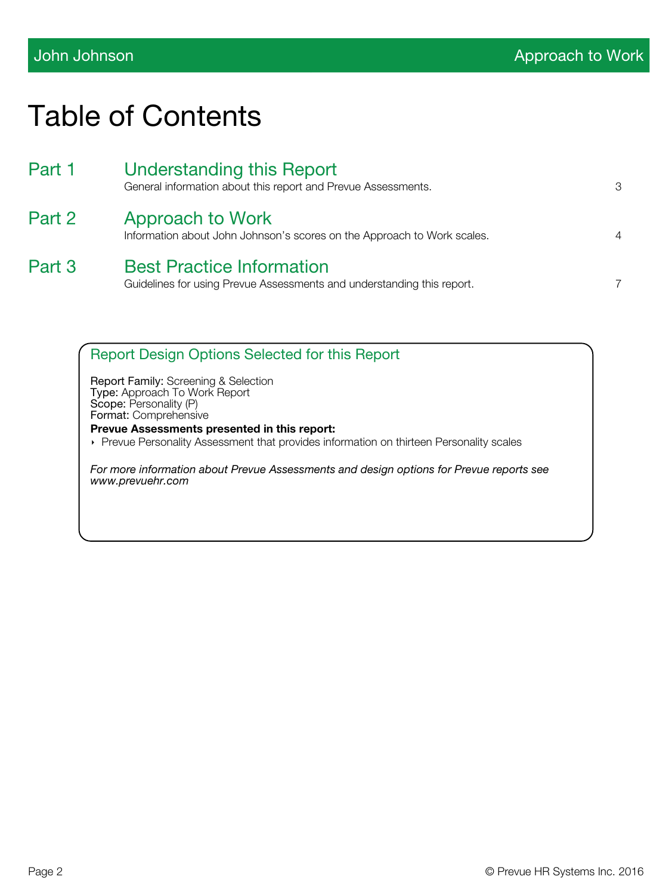# Table of Contents

| | | |
|---|---|---|
| Part 1 | **Understanding this Report**<br>General information about this report and Prevue Assessments. | 3 |
| Part 2 | **Approach to Work**<br>Information about John Johnson's scores on the Approach to Work scales. | 4 |
| Part 3 | **Best Practice Information**<br>Guidelines for using Prevue Assessments and understanding this report. | 7 |

## Report Design Options Selected for this Report

Report Family: Screening & Selection
Type: Approach To Work Report
Scope: Personality (P)
Format: Comprehensive

**Prevue Assessments presented in this report:**

- Prevue Personality Assessment that provides information on thirteen Personality scales

*For more information about Prevue Assessments and design options for Prevue reports see www.prevuehr.com*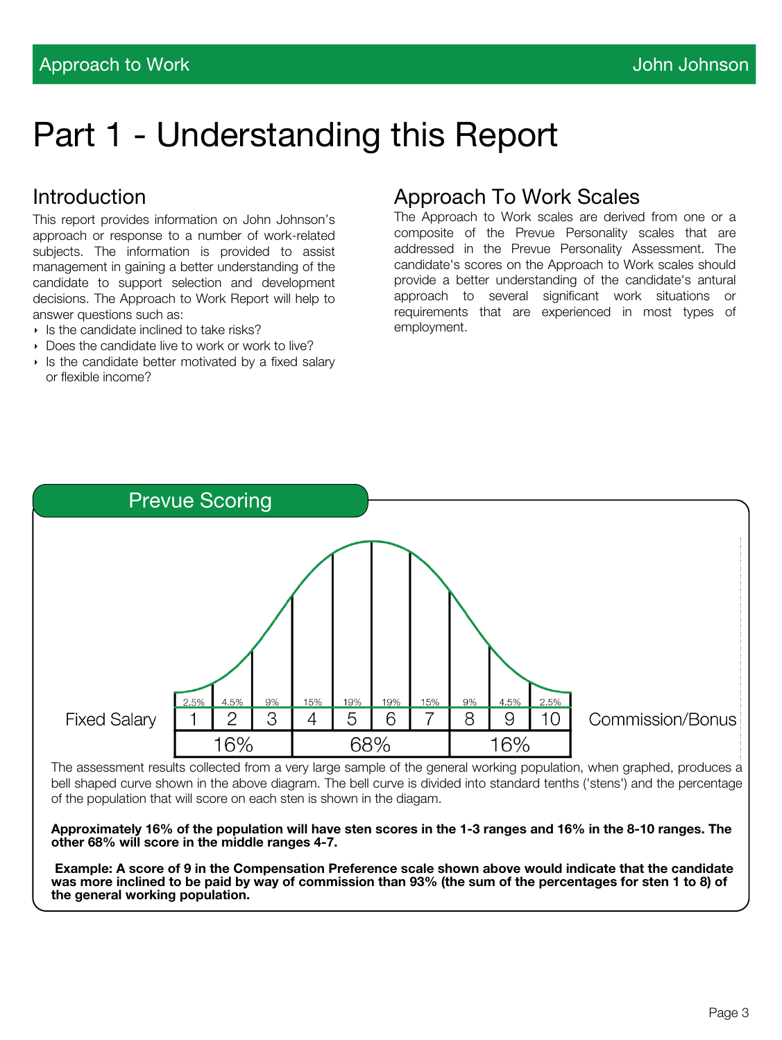# Part 1 - Understanding this Report

## Introduction

This report provides information on John Johnson's approach or response to a number of work-related subjects. The information is provided to assist management in gaining a better understanding of the candidate to support selection and development decisions. The Approach to Work Report will help to answer questions such as:

- Is the candidate inclined to take risks?
- Does the candidate live to work or work to live?
- Is the candidate better motivated by a fixed salary or flexible income?

## Approach To Work Scales

The Approach to Work scales are derived from one or a composite of the Prevue Personality scales that are addressed in the Prevue Personality Assessment. The candidate's scores on the Approach to Work scales should provide a better understanding of the candidate's antural approach to several significant work situations or requirements that are experienced in most types of employment.

## Prevue Scoring

| Fixed Salary | 1 | 2 | 3 | 4 | 5 | 6 | 7 | 8 | 9 | 10 | Commission/Bonus |
|---|---|---|---|---|---|---|---|---|---|---|---|
| | 2.5% | 4.5% | 9% | 15% | 19% | 19% | 15% | 9% | 4.5% | 2.5% | |
| | 16% | | | 68% | | | | 16% | | | |

The assessment results collected from a very large sample of the general working population, when graphed, produces a bell shaped curve shown in the above diagram. The bell curve is divided into standard tenths ('stens') and the percentage of the population that will score on each sten is shown in the diagam.

**Approximately 16% of the population will have sten scores in the 1-3 ranges and 16% in the 8-10 ranges. The other 68% will score in the middle ranges 4-7.**

**Example: A score of 9 in the Compensation Preference scale shown above would indicate that the candidate was more inclined to be paid by way of commission than 93% (the sum of the percentages for sten 1 to 8) of the general working population.**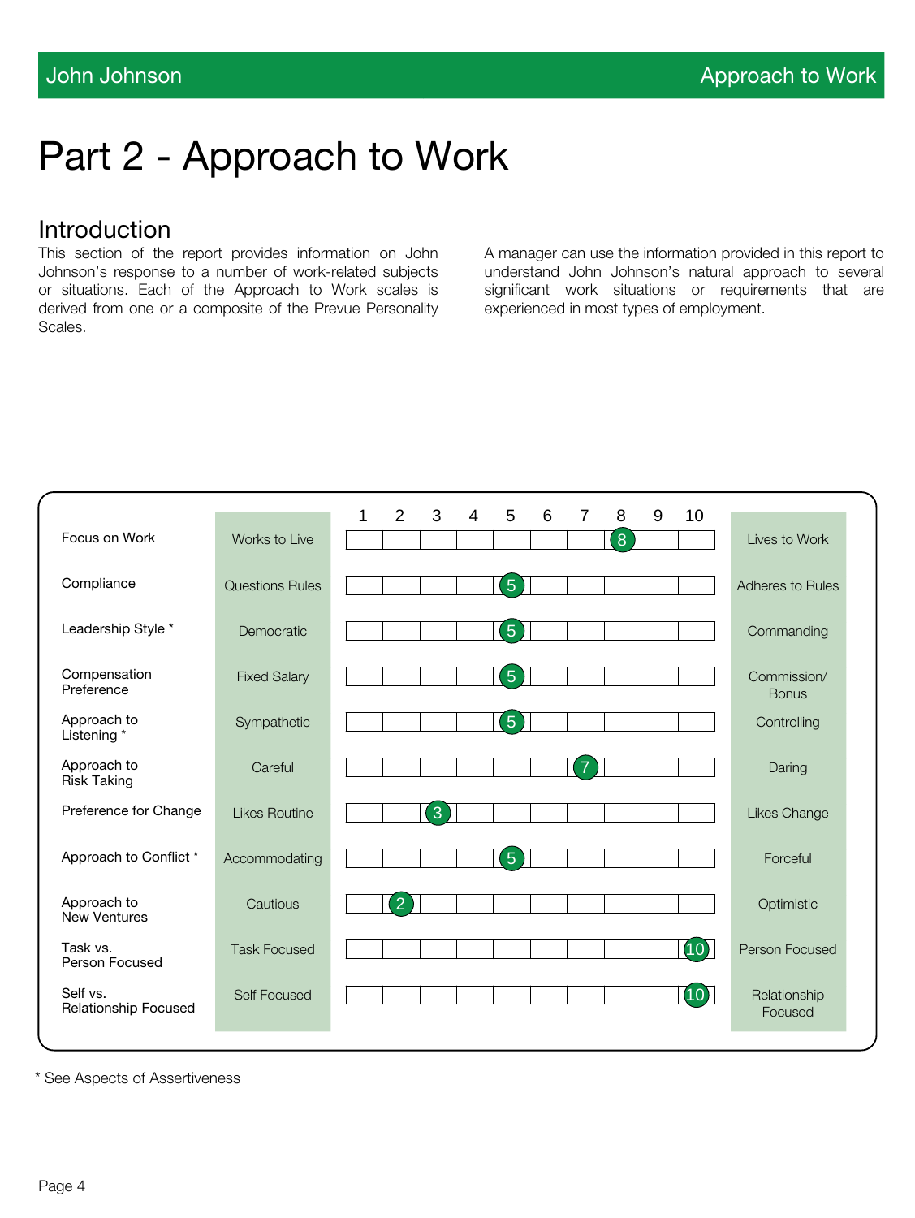# Part 2 - Approach to Work

## Introduction

This section of the report provides information on John Johnson's response to a number of work-related subjects or situations. Each of the Approach to Work scales is derived from one or a composite of the Prevue Personality Scales.

A manager can use the information provided in this report to understand John Johnson's natural approach to several significant work situations or requirements that are experienced in most types of employment.

| Scale | Low End | Score (1–10) | High End |
|---|---|---|---|
| Focus on Work | Works to Live | 8 | Lives to Work |
| Compliance | Questions Rules | 5 | Adheres to Rules |
| Leadership Style * | Democratic | 5 | Commanding |
| Compensation Preference | Fixed Salary | 5 | Commission/ Bonus |
| Approach to Listening * | Sympathetic | 5 | Controlling |
| Approach to Risk Taking | Careful | 7 | Daring |
| Preference for Change | Likes Routine | 3 | Likes Change |
| Approach to Conflict * | Accommodating | 5 | Forceful |
| Approach to New Ventures | Cautious | 2 | Optimistic |
| Task vs. Person Focused | Task Focused | 10 | Person Focused |
| Self vs. Relationship Focused | Self Focused | 10 | Relationship Focused |

* See Aspects of Assertiveness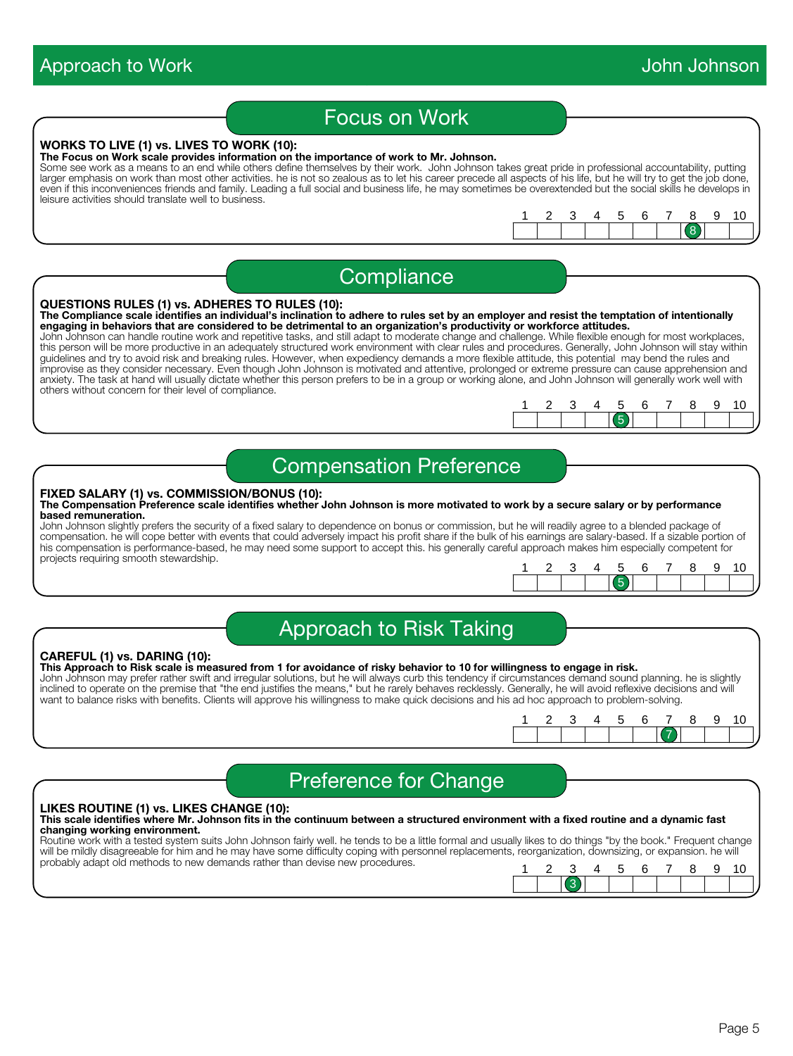# Approach to Work

## Focus on Work

**WORKS TO LIVE (1) vs. LIVES TO WORK (10):**
**The Focus on Work scale provides information on the importance of work to Mr. Johnson.**
Some see work as a means to an end while others define themselves by their work. John Johnson takes great pride in professional accountability, putting larger emphasis on work than most other activities. he is not so zealous as to let his career precede all aspects of his life, but he will try to get the job done, even if this inconveniences friends and family. Leading a full social and business life, he may sometimes be overextended but the social skills he develops in leisure activities should translate well to business.

| 1 | 2 | 3 | 4 | 5 | 6 | 7 | 8 | 9 | 10 |
|---|---|---|---|---|---|---|---|---|---|
| | | | | | | | 8 | | |

## Compliance

**QUESTIONS RULES (1) vs. ADHERES TO RULES (10):**
**The Compliance scale identifies an individual's inclination to adhere to rules set by an employer and resist the temptation of intentionally engaging in behaviors that are considered to be detrimental to an organization's productivity or workforce attitudes.**
John Johnson can handle routine work and repetitive tasks, and still adapt to moderate change and challenge. While flexible enough for most workplaces, this person will be more productive in an adequately structured work environment with clear rules and procedures. Generally, John Johnson will stay within guidelines and try to avoid risk and breaking rules. However, when expediency demands a more flexible attitude, this potential may bend the rules and improvise as they consider necessary. Even though John Johnson is motivated and attentive, prolonged or extreme pressure can cause apprehension and anxiety. The task at hand will usually dictate whether this person prefers to be in a group or working alone, and John Johnson will generally work well with others without concern for their level of compliance.

| 1 | 2 | 3 | 4 | 5 | 6 | 7 | 8 | 9 | 10 |
|---|---|---|---|---|---|---|---|---|---|
| | | | | 5 | | | | | |

## Compensation Preference

**FIXED SALARY (1) vs. COMMISSION/BONUS (10):**
**The Compensation Preference scale identifies whether John Johnson is more motivated to work by a secure salary or by performance based remuneration.**
John Johnson slightly prefers the security of a fixed salary to dependence on bonus or commission, but he will readily agree to a blended package of compensation. he will cope better with events that could adversely impact his profit share if the bulk of his earnings are salary-based. If a sizable portion of his compensation is performance-based, he may need some support to accept this. his generally careful approach makes him especially competent for projects requiring smooth stewardship.

| 1 | 2 | 3 | 4 | 5 | 6 | 7 | 8 | 9 | 10 |
|---|---|---|---|---|---|---|---|---|---|
| | | | | 5 | | | | | |

## Approach to Risk Taking

**CAREFUL (1) vs. DARING (10):**
**This Approach to Risk scale is measured from 1 for avoidance of risky behavior to 10 for willingness to engage in risk.**
John Johnson may prefer rather swift and irregular solutions, but he will always curb this tendency if circumstances demand sound planning. he is slightly inclined to operate on the premise that "the end justifies the means," but he rarely behaves recklessly. Generally, he will avoid reflexive decisions and will want to balance risks with benefits. Clients will approve his willingness to make quick decisions and his ad hoc approach to problem-solving.

| 1 | 2 | 3 | 4 | 5 | 6 | 7 | 8 | 9 | 10 |
|---|---|---|---|---|---|---|---|---|---|
| | | | | | | 7 | | | |

## Preference for Change

**LIKES ROUTINE (1) vs. LIKES CHANGE (10):**
**This scale identifies where Mr. Johnson fits in the continuum between a structured environment with a fixed routine and a dynamic fast changing working environment.**
Routine work with a tested system suits John Johnson fairly well. he tends to be a little formal and usually likes to do things "by the book." Frequent change will be mildly disagreeable for him and he may have some difficulty coping with personnel replacements, reorganization, downsizing, or expansion. he will probably adapt old methods to new demands rather than devise new procedures.

| 1 | 2 | 3 | 4 | 5 | 6 | 7 | 8 | 9 | 10 |
|---|---|---|---|---|---|---|---|---|---|
| | | 3 | | | | | | | |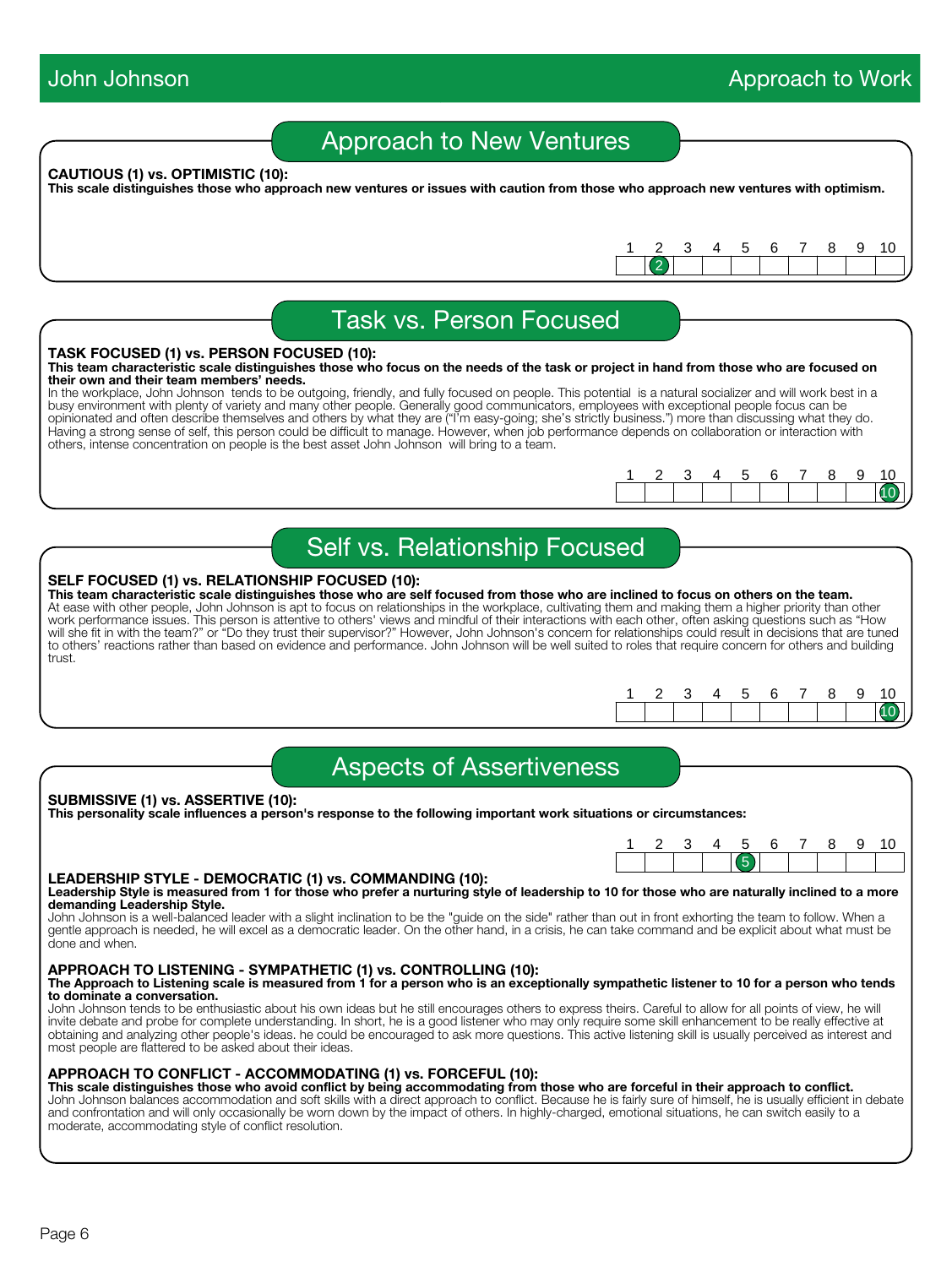## Approach to New Ventures

**CAUTIOUS (1) vs. OPTIMISTIC (10):**
**This scale distinguishes those who approach new ventures or issues with caution from those who approach new ventures with optimism.**

| 1 | 2 | 3 | 4 | 5 | 6 | 7 | 8 | 9 | 10 |
|---|---|---|---|---|---|---|---|---|---|
| | 2 | | | | | | | | |

## Task vs. Person Focused

**TASK FOCUSED (1) vs. PERSON FOCUSED (10):**
**This team characteristic scale distinguishes those who focus on the needs of the task or project in hand from those who are focused on their own and their team members' needs.**

In the workplace, John Johnson tends to be outgoing, friendly, and fully focused on people. This potential is a natural socializer and will work best in a busy environment with plenty of variety and many other people. Generally good communicators, employees with exceptional people focus can be opinionated and often describe themselves and others by what they are ("I'm easy-going; she's strictly business.") more than discussing what they do. Having a strong sense of self, this person could be difficult to manage. However, when job performance depends on collaboration or interaction with others, intense concentration on people is the best asset John Johnson will bring to a team.

| 1 | 2 | 3 | 4 | 5 | 6 | 7 | 8 | 9 | 10 |
|---|---|---|---|---|---|---|---|---|---|
| | | | | | | | | | 10 |

## Self vs. Relationship Focused

**SELF FOCUSED (1) vs. RELATIONSHIP FOCUSED (10):**
**This team characteristic scale distinguishes those who are self focused from those who are inclined to focus on others on the team.**

At ease with other people, John Johnson is apt to focus on relationships in the workplace, cultivating them and making them a higher priority than other work performance issues. This person is attentive to others' views and mindful of their interactions with each other, often asking questions such as "How will she fit in with the team?" or "Do they trust their supervisor?" However, John Johnson's concern for relationships could result in decisions that are tuned to others' reactions rather than based on evidence and performance. John Johnson will be well suited to roles that require concern for others and building trust.

| 1 | 2 | 3 | 4 | 5 | 6 | 7 | 8 | 9 | 10 |
|---|---|---|---|---|---|---|---|---|---|
| | | | | | | | | | 10 |

## Aspects of Assertiveness

**SUBMISSIVE (1) vs. ASSERTIVE (10):**
**This personality scale influences a person's response to the following important work situations or circumstances:**

| 1 | 2 | 3 | 4 | 5 | 6 | 7 | 8 | 9 | 10 |
|---|---|---|---|---|---|---|---|---|---|
| | | | | 5 | | | | | |

**LEADERSHIP STYLE - DEMOCRATIC (1) vs. COMMANDING (10):**
**Leadership Style is measured from 1 for those who prefer a nurturing style of leadership to 10 for those who are naturally inclined to a more demanding Leadership Style.**

John Johnson is a well-balanced leader with a slight inclination to be the "guide on the side" rather than out in front exhorting the team to follow. When a gentle approach is needed, he will excel as a democratic leader. On the other hand, in a crisis, he can take command and be explicit about what must be done and when.

**APPROACH TO LISTENING - SYMPATHETIC (1) vs. CONTROLLING (10):**
**The Approach to Listening scale is measured from 1 for a person who is an exceptionally sympathetic listener to 10 for a person who tends to dominate a conversation.**

John Johnson tends to be enthusiastic about his own ideas but he still encourages others to express theirs. Careful to allow for all points of view, he will invite debate and probe for complete understanding. In short, he is a good listener who may only require some skill enhancement to be really effective at obtaining and analyzing other people's ideas. he could be encouraged to ask more questions. This active listening skill is usually perceived as interest and most people are flattered to be asked about their ideas.

**APPROACH TO CONFLICT - ACCOMMODATING (1) vs. FORCEFUL (10):**
**This scale distinguishes those who avoid conflict by being accommodating from those who are forceful in their approach to conflict.**

John Johnson balances accommodation and soft skills with a direct approach to conflict. Because he is fairly sure of himself, he is usually efficient in debate and confrontation and will only occasionally be worn down by the impact of others. In highly-charged, emotional situations, he can switch easily to a moderate, accommodating style of conflict resolution.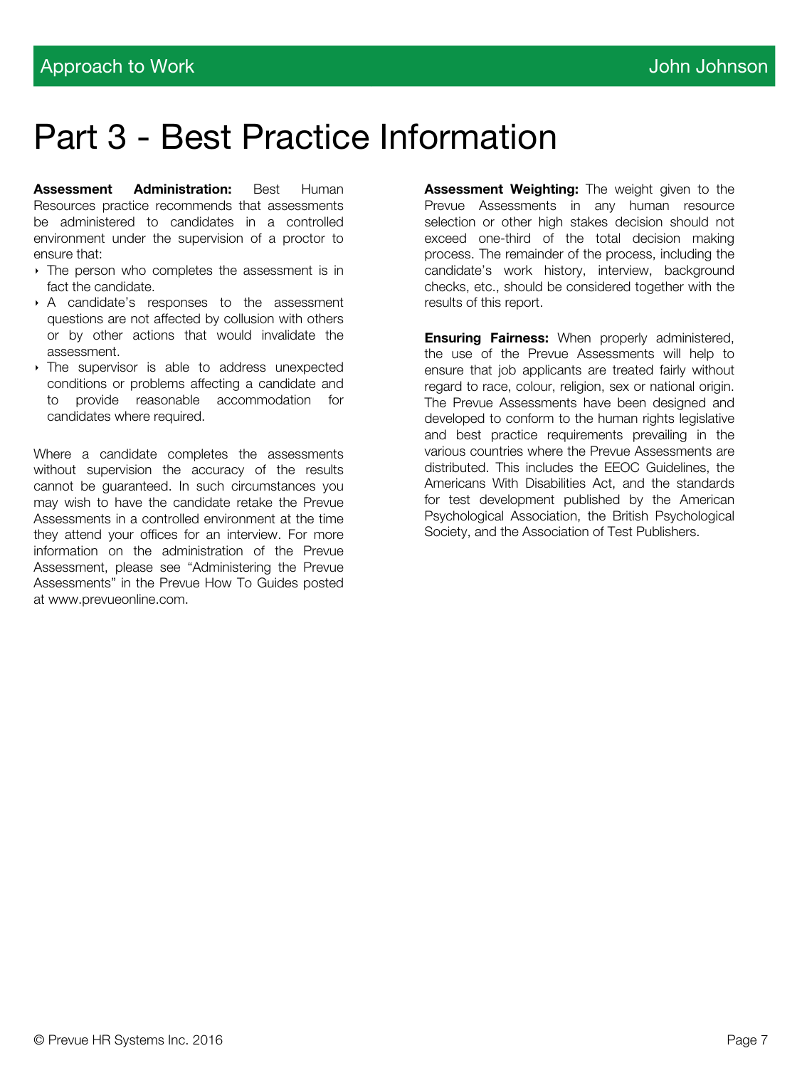# Part 3 - Best Practice Information

**Assessment Administration:** Best Human Resources practice recommends that assessments be administered to candidates in a controlled environment under the supervision of a proctor to ensure that:

- The person who completes the assessment is in fact the candidate.
- A candidate's responses to the assessment questions are not affected by collusion with others or by other actions that would invalidate the assessment.
- The supervisor is able to address unexpected conditions or problems affecting a candidate and to provide reasonable accommodation for candidates where required.

Where a candidate completes the assessments without supervision the accuracy of the results cannot be guaranteed. In such circumstances you may wish to have the candidate retake the Prevue Assessments in a controlled environment at the time they attend your offices for an interview. For more information on the administration of the Prevue Assessment, please see "Administering the Prevue Assessments" in the Prevue How To Guides posted at www.prevueonline.com.

**Assessment Weighting:** The weight given to the Prevue Assessments in any human resource selection or other high stakes decision should not exceed one-third of the total decision making process. The remainder of the process, including the candidate's work history, interview, background checks, etc., should be considered together with the results of this report.

**Ensuring Fairness:** When properly administered, the use of the Prevue Assessments will help to ensure that job applicants are treated fairly without regard to race, colour, religion, sex or national origin. The Prevue Assessments have been designed and developed to conform to the human rights legislative and best practice requirements prevailing in the various countries where the Prevue Assessments are distributed. This includes the EEOC Guidelines, the Americans With Disabilities Act, and the standards for test development published by the American Psychological Association, the British Psychological Society, and the Association of Test Publishers.

© Prevue HR Systems Inc. 2016